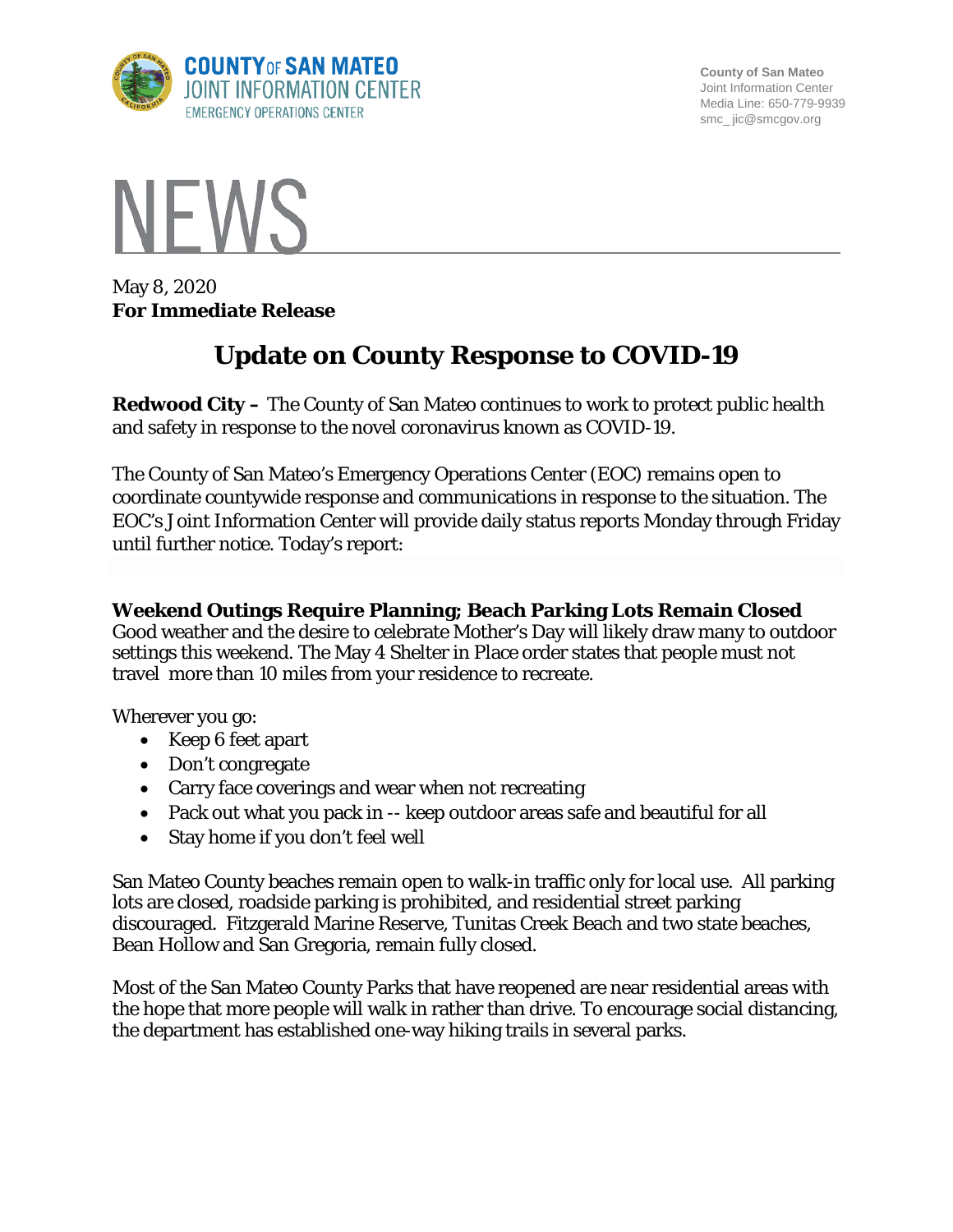COUNTY OF SAN MATEO
JOINT INFORMATION CENTER
EMERGENCY OPERATIONS CENTER

County of San Mateo
Joint Information Center
Media Line: 650-779-9939
smc_ jic@smcgov.org

# NEWS

May 8, 2020
**For Immediate Release**

## Update on County Response to COVID-19

**Redwood City –** The County of San Mateo continues to work to protect public health and safety in response to the novel coronavirus known as COVID-19.

The County of San Mateo's Emergency Operations Center (EOC) remains open to coordinate countywide response and communications in response to the situation. The EOC's Joint Information Center will provide daily status reports Monday through Friday until further notice. Today's report:

**Weekend Outings Require Planning; Beach Parking Lots Remain Closed**
Good weather and the desire to celebrate Mother's Day will likely draw many to outdoor settings this weekend. The May 4 Shelter in Place order states that people must not travel more than 10 miles from your residence to recreate.

Wherever you go:

- Keep 6 feet apart
- Don't congregate
- Carry face coverings and wear when not recreating
- Pack out what you pack in -- keep outdoor areas safe and beautiful for all
- Stay home if you don't feel well

San Mateo County beaches remain open to walk-in traffic only for local use. All parking lots are closed, roadside parking is prohibited, and residential street parking discouraged. Fitzgerald Marine Reserve, Tunitas Creek Beach and two state beaches, Bean Hollow and San Gregoria, remain fully closed.

Most of the San Mateo County Parks that have reopened are near residential areas with the hope that more people will walk in rather than drive. To encourage social distancing, the department has established one-way hiking trails in several parks.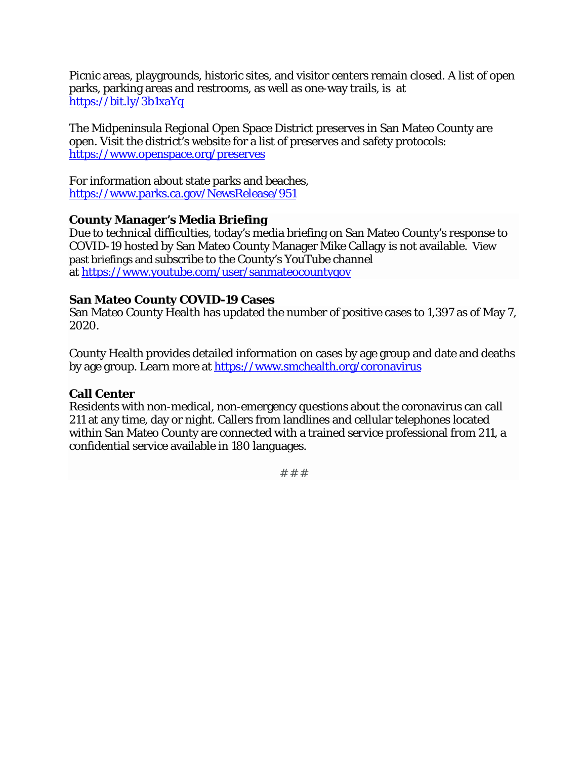Picnic areas, playgrounds, historic sites, and visitor centers remain closed. A list of open parks, parking areas and restrooms, as well as one-way trails, is at https://bit.ly/3b1xaYq

The Midpeninsula Regional Open Space District preserves in San Mateo County are open. Visit the district's website for a list of preserves and safety protocols: https://www.openspace.org/preserves

For information about state parks and beaches, https://www.parks.ca.gov/NewsRelease/951

**County Manager's Media Briefing**
Due to technical difficulties, today's media briefing on San Mateo County's response to COVID-19 hosted by San Mateo County Manager Mike Callagy is not available. View past briefings and subscribe to the County's YouTube channel at https://www.youtube.com/user/sanmateocountygov

**San Mateo County COVID-19 Cases**
San Mateo County Health has updated the number of positive cases to 1,397 as of May 7, 2020.

County Health provides detailed information on cases by age group and date and deaths by age group. Learn more at https://www.smchealth.org/coronavirus

**Call Center**
Residents with non-medical, non-emergency questions about the coronavirus can call 211 at any time, day or night. Callers from landlines and cellular telephones located within San Mateo County are connected with a trained service professional from 211, a confidential service available in 180 languages.

# # #